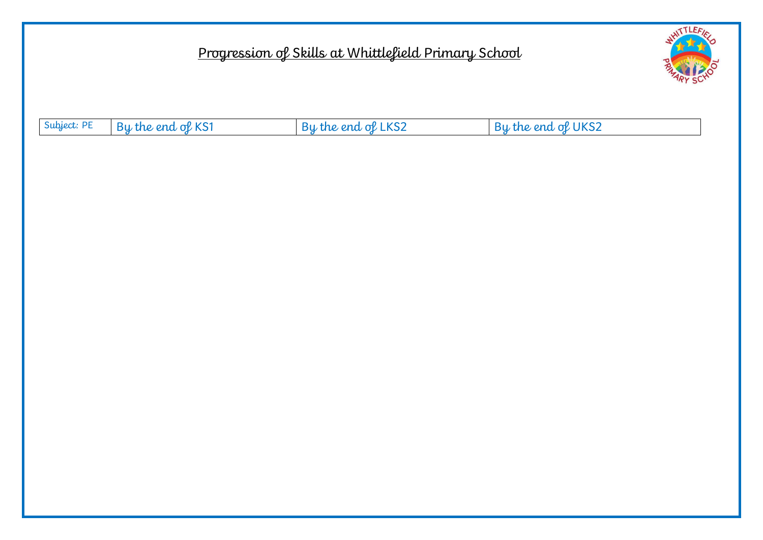# Progression of Skills at Whittlefield Primary School

| Subject: PE | By the end of KS1 | By the end of LKS2 | By the end of UKS2 |
|---|---|---|---|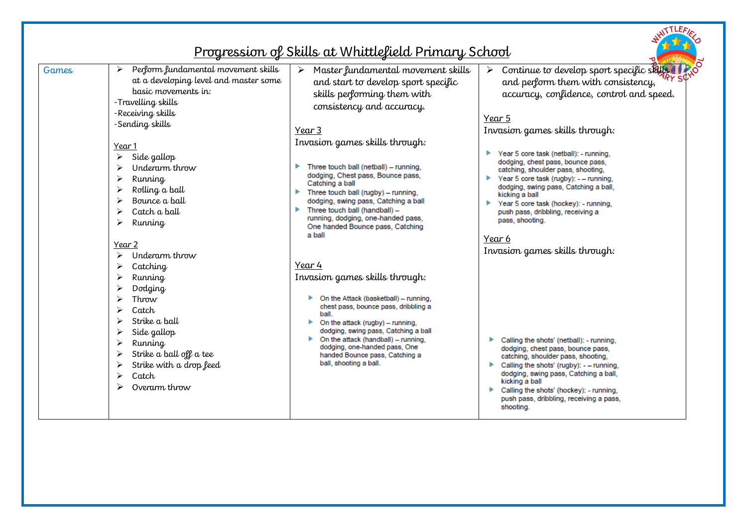# Progression of Skills at Whittlefield Primary School

| Games | | | |
|---|---|---|---|
| Games | ➢ Perform fundamental movement skills at a developing level and master some basic movements in:<br>-Travelling skills<br>-Receiving skills<br>-Sending skills<br><br>Year 1<br>➢ Side gallop<br>➢ Underarm throw<br>➢ Running<br>➢ Rolling a ball<br>➢ Bounce a ball<br>➢ Catch a ball<br>➢ Running<br><br>Year 2<br>➢ Underarm throw<br>➢ Catching<br>➢ Running<br>➢ Dodging<br>➢ Throw<br>➢ Catch<br>➢ Strike a ball<br>➢ Side gallop<br>➢ Running<br>➢ Strike a ball off a tee<br>➢ Strike with a drop feed<br>➢ Catch<br>➢ Overarm throw | ➢ Master fundamental movement skills and start to develop sport specific skills performing them with consistency and accuracy.<br><br>Year 3<br>Invasion games skills through:<br>▸ Three touch ball (netball) – running, dodging, Chest pass, Bounce pass, Catching a ball<br>▸ Three touch ball (rugby) – running, dodging, swing pass, Catching a ball<br>▸ Three touch ball (handball) – running, dodging, one-handed pass, One handed Bounce pass, Catching a ball<br><br>Year 4<br>Invasion games skills through:<br>▸ On the Attack (basketball) – running, chest pass, bounce pass, dribbling a ball.<br>▸ On the attack (rugby) – running, dodging, swing pass, Catching a ball<br>▸ On the attack (handball) – running, dodging, one-handed pass, One handed Bounce pass, Catching a ball, shooting a ball. | ➢ Continue to develop sport specific skills and perform them with consistency, accuracy, confidence, control and speed.<br><br>Year 5<br>Invasion games skills through:<br>▸ Year 5 core task (netball): - running, dodging, chest pass, bounce pass, catching, shoulder pass, shooting.<br>▸ Year 5 core task (rugby): - – running, dodging, swing pass, Catching a ball, kicking a ball<br>▸ Year 5 core task (hockey): - running, push pass, dribbling, receiving a pass, shooting.<br><br>Year 6<br>Invasion games skills through:<br>▸ Calling the shots' (netball): - running, dodging, chest pass, bounce pass, catching, shoulder pass, shooting,<br>▸ Calling the shots' (rugby): - – running, dodging, swing pass, Catching a ball, kicking a ball<br>▸ Calling the shots' (hockey): - running, push pass, dribbling, receiving a pass, shooting. |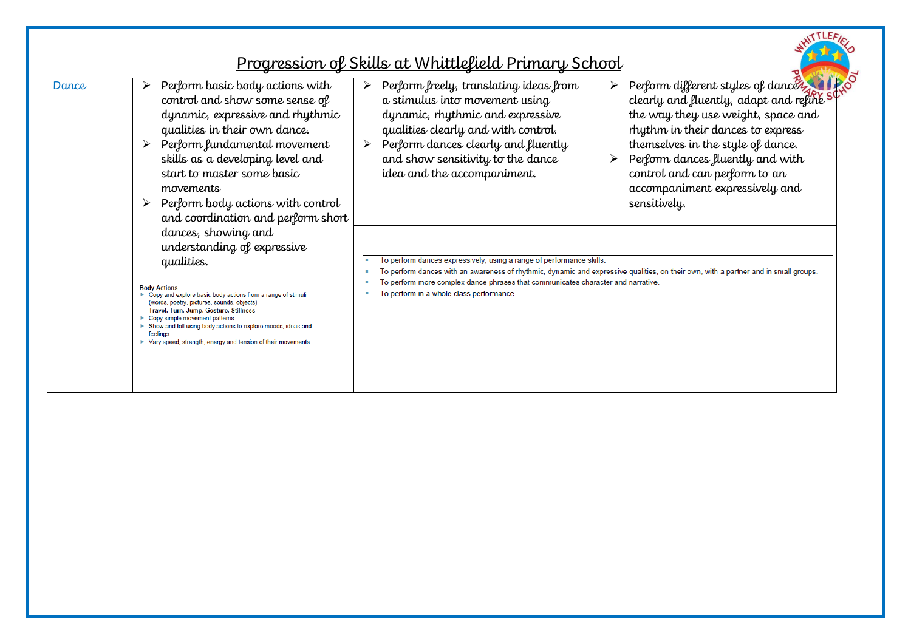# Progression of Skills at Whittlefield Primary School

| Dance | | | |
|---|---|---|---|
| Dance | ➢ Perform basic body actions with control and show some sense of dynamic, expressive and rhythmic qualities in their own dance.<br>➢ Perform fundamental movement skills as a developing level and start to master some basic movements<br>➢ Perform body actions with control and coordination and perform short dances, showing and understanding of expressive qualities.<br><br>**Body Actions**<br>▸ Copy and explore basic body actions from a range of stimuli (words, poetry, pictures, sounds, objects)<br>**Travel, Turn, Jump, Gesture, Stillness**<br>▸ Copy simple movement patterns<br>▸ Show and tell using body actions to explore moods, ideas and feelings.<br>▸ Vary speed, strength, energy and tension of their movements. | ➢ Perform freely, translating ideas from a stimulus into movement using dynamic, rhythmic and expressive qualities clearly and with control.<br>➢ Perform dances clearly and fluently and show sensitivity to the dance idea and the accompaniment.<br><br>▪ To perform dances expressively, using a range of performance skills.<br>▪ To perform dances with an awareness of rhythmic, dynamic and expressive qualities, on their own, with a partner and in small groups.<br>▪ To perform more complex dance phrases that communicates character and narrative.<br>▪ To perform in a whole class performance. | ➢ Perform different styles of dance clearly and fluently, adapt and refine the way they use weight, space and rhythm in their dances to express themselves in the style of dance.<br>➢ Perform dances fluently and with control and can perform to an accompaniment expressively and sensitively. |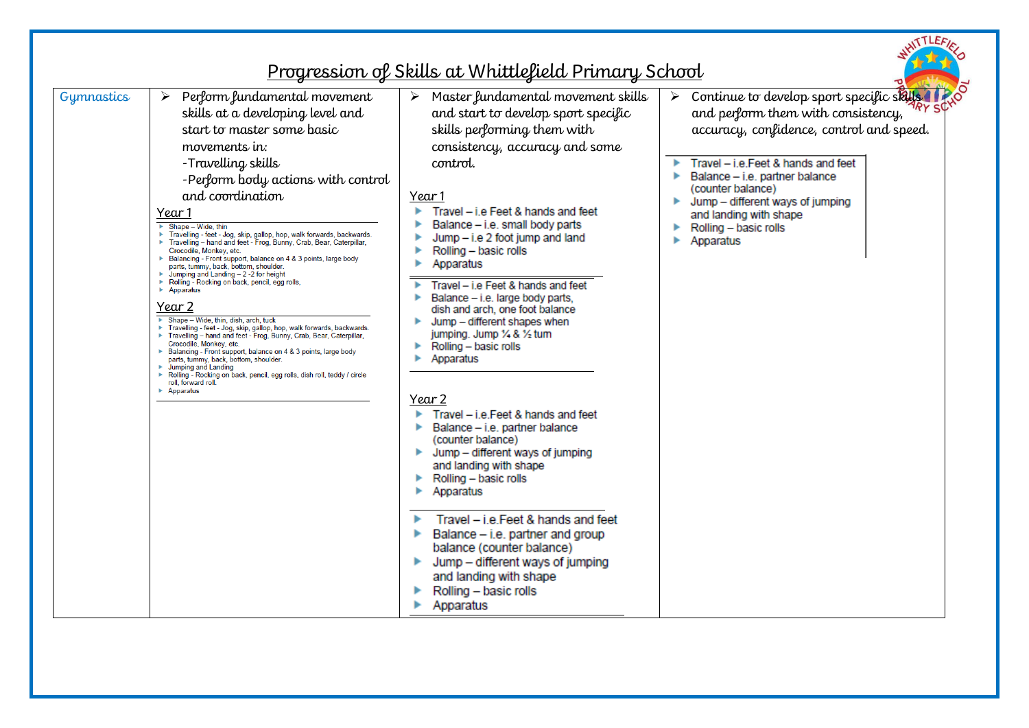# Progression of Skills at Whittlefield Primary School

| Gymnastics | | | |
|---|---|---|---|
| Gymnastics | ➢ Perform fundamental movement skills at a developing level and start to master some basic movements in:<br>-Travelling skills<br>-Perform body actions with control and coordination<br><br>**Year 1**<br>▸ Shape – Wide, thin<br>▸ Travelling - feet - Jog, skip, gallop, hop, walk forwards, backwards.<br>▸ Travelling – hand and feet - Frog, Bunny, Crab, Bear, Caterpillar, Crocodile, Monkey, etc.<br>▸ Balancing - Front support, balance on 4 & 3 points, large body parts, tummy, back, bottom, shoulder.<br>▸ Jumping and Landing – 2 -2 for height<br>▸ Rolling - Rocking on back, pencil, egg rolls.<br>▸ Apparatus<br><br>**Year 2**<br>▸ Shape – Wide, thin, dish, arch, tuck<br>▸ Travelling - feet - Jog, skip, gallop, hop, walk forwards, backwards.<br>▸ Travelling – hand and feet - Frog, Bunny, Crab, Bear, Caterpillar, Crocodile, Monkey, etc.<br>▸ Balancing - Front support, balance on 4 & 3 points, large body parts, tummy, back, bottom, shoulder.<br>▸ Jumping and Landing<br>▸ Rolling - Rocking on back, pencil, egg rolls, dish roll, teddy / circle roll, forward roll.<br>▸ Apparatus | ➢ Master fundamental movement skills and start to develop sport specific skills performing them with consistency, accuracy and some control.<br><br>**Year 1**<br>▸ Travel – i.e Feet & hands and feet<br>▸ Balance – i.e. small body parts<br>▸ Jump – i.e 2 foot jump and land<br>▸ Rolling – basic rolls<br>▸ Apparatus<br><br>▸ Travel – i.e Feet & hands and feet<br>▸ Balance – i.e. large body parts, dish and arch, one foot balance<br>▸ Jump – different shapes when jumping. Jump ¼ & ½ turn<br>▸ Rolling – basic rolls<br>▸ Apparatus<br><br>**Year 2**<br>▸ Travel – i.e.Feet & hands and feet<br>▸ Balance – i.e. partner balance (counter balance)<br>▸ Jump – different ways of jumping and landing with shape<br>▸ Rolling – basic rolls<br>▸ Apparatus<br><br>▸ Travel – i.e.Feet & hands and feet<br>▸ Balance – i.e. partner and group balance (counter balance)<br>▸ Jump – different ways of jumping and landing with shape<br>▸ Rolling – basic rolls<br>▸ Apparatus | ➢ Continue to develop sport specific skills and perform them with consistency, accuracy, confidence, control and speed.<br><br>▸ Travel – i.e.Feet & hands and feet<br>▸ Balance – i.e. partner balance (counter balance)<br>▸ Jump – different ways of jumping and landing with shape<br>▸ Rolling – basic rolls<br>▸ Apparatus |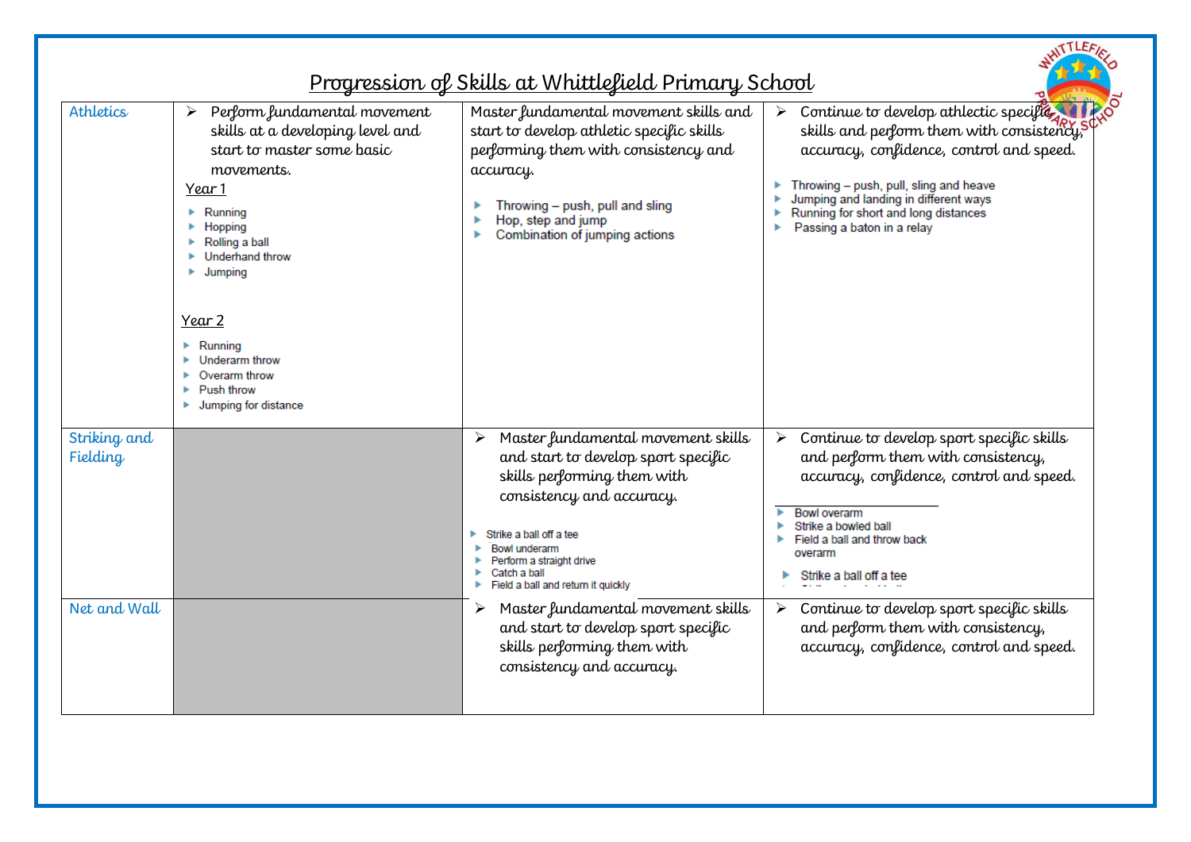# Progression of Skills at Whittlefield Primary School

| | | | |
|---|---|---|---|
| Athletics | ➢ Perform fundamental movement skills at a developing level and start to master some basic movements.<br><br>Year 1<br>▸ Running<br>▸ Hopping<br>▸ Rolling a ball<br>▸ Underhand throw<br>▸ Jumping<br><br>Year 2<br>▸ Running<br>▸ Underarm throw<br>▸ Overarm throw<br>▸ Push throw<br>▸ Jumping for distance | Master fundamental movement skills and start to develop athletic specific skills performing them with consistency and accuracy.<br><br>▸ Throwing – push, pull and sling<br>▸ Hop, step and jump<br>▸ Combination of jumping actions | ➢ Continue to develop athletic specific skills and perform them with consistency, accuracy, confidence, control and speed.<br><br>▸ Throwing – push, pull, sling and heave<br>▸ Jumping and landing in different ways<br>▸ Running for short and long distances<br>▸ Passing a baton in a relay |
| Striking and Fielding | | ➢ Master fundamental movement skills and start to develop sport specific skills performing them with consistency and accuracy.<br><br>▸ Strike a ball off a tee<br>▸ Bowl underarm<br>▸ Perform a straight drive<br>▸ Catch a ball<br>▸ Field a ball and return it quickly | ➢ Continue to develop sport specific skills and perform them with consistency, accuracy, confidence, control and speed.<br><br>▸ Bowl overarm<br>▸ Strike a bowled ball<br>▸ Field a ball and throw back overarm<br><br>▸ Strike a ball off a tee |
| Net and Wall | | ➢ Master fundamental movement skills and start to develop sport specific skills performing them with consistency and accuracy. | ➢ Continue to develop sport specific skills and perform them with consistency, accuracy, confidence, control and speed. |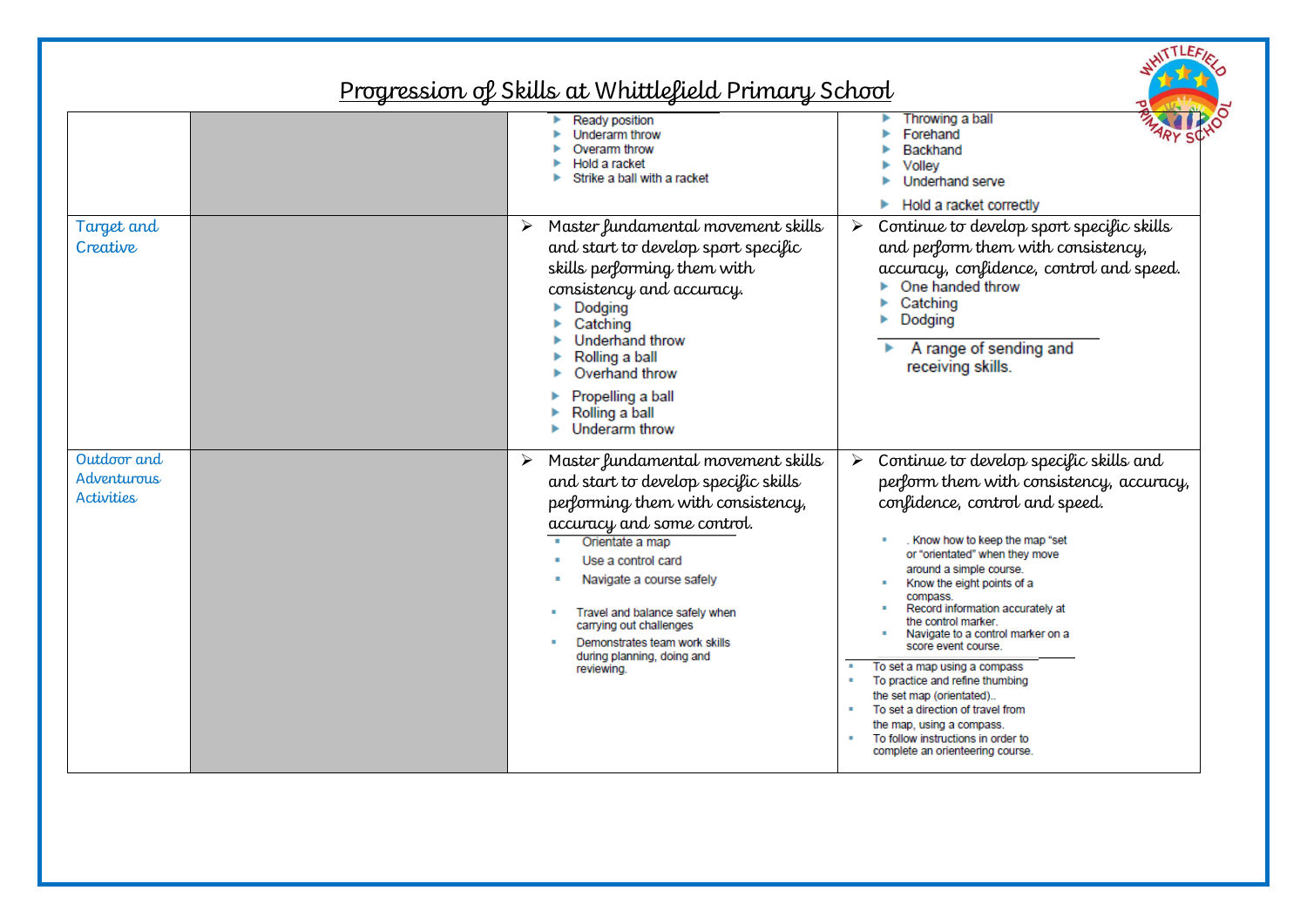# Progression of Skills at Whittlefield Primary School

| | | | |
|---|---|---|---|
| | | ▸ Ready position<br>▸ Underarm throw<br>▸ Overarm throw<br>▸ Hold a racket<br>▸ Strike a ball with a racket | ▸ Throwing a ball<br>▸ Forehand<br>▸ Backhand<br>▸ Volley<br>▸ Underhand serve<br>▸ Hold a racket correctly |
| Target and Creative | | ➢ Master fundamental movement skills and start to develop sport specific skills performing them with consistency and accuracy.<br>▸ Dodging<br>▸ Catching<br>▸ Underhand throw<br>▸ Rolling a ball<br>▸ Overhand throw<br>▸ Propelling a ball<br>▸ Rolling a ball<br>▸ Underarm throw | ➢ Continue to develop sport specific skills and perform them with consistency, accuracy, confidence, control and speed.<br>▸ One handed throw<br>▸ Catching<br>▸ Dodging<br>▸ A range of sending and receiving skills. |
| Outdoor and Adventurous Activities | | ➢ Master fundamental movement skills and start to develop specific skills performing them with consistency, accuracy and some control.<br>▪ Orientate a map<br>▪ Use a control card<br>▪ Navigate a course safely<br>▪ Travel and balance safely when carrying out challenges<br>▪ Demonstrates team work skills during planning, doing and reviewing. | ➢ Continue to develop specific skills and perform them with consistency, accuracy, confidence, control and speed.<br>▪ . Know how to keep the map "set or "orientated" when they move around a simple course.<br>▪ Know the eight points of a compass.<br>▪ Record information accurately at the control marker.<br>▪ Navigate to a control marker on a score event course.<br>▪ To set a map using a compass<br>▪ To practice and refine thumbing the set map (orientated)..<br>▪ To set a direction of travel from the map, using a compass.<br>▪ To follow instructions in order to complete an orienteering course. |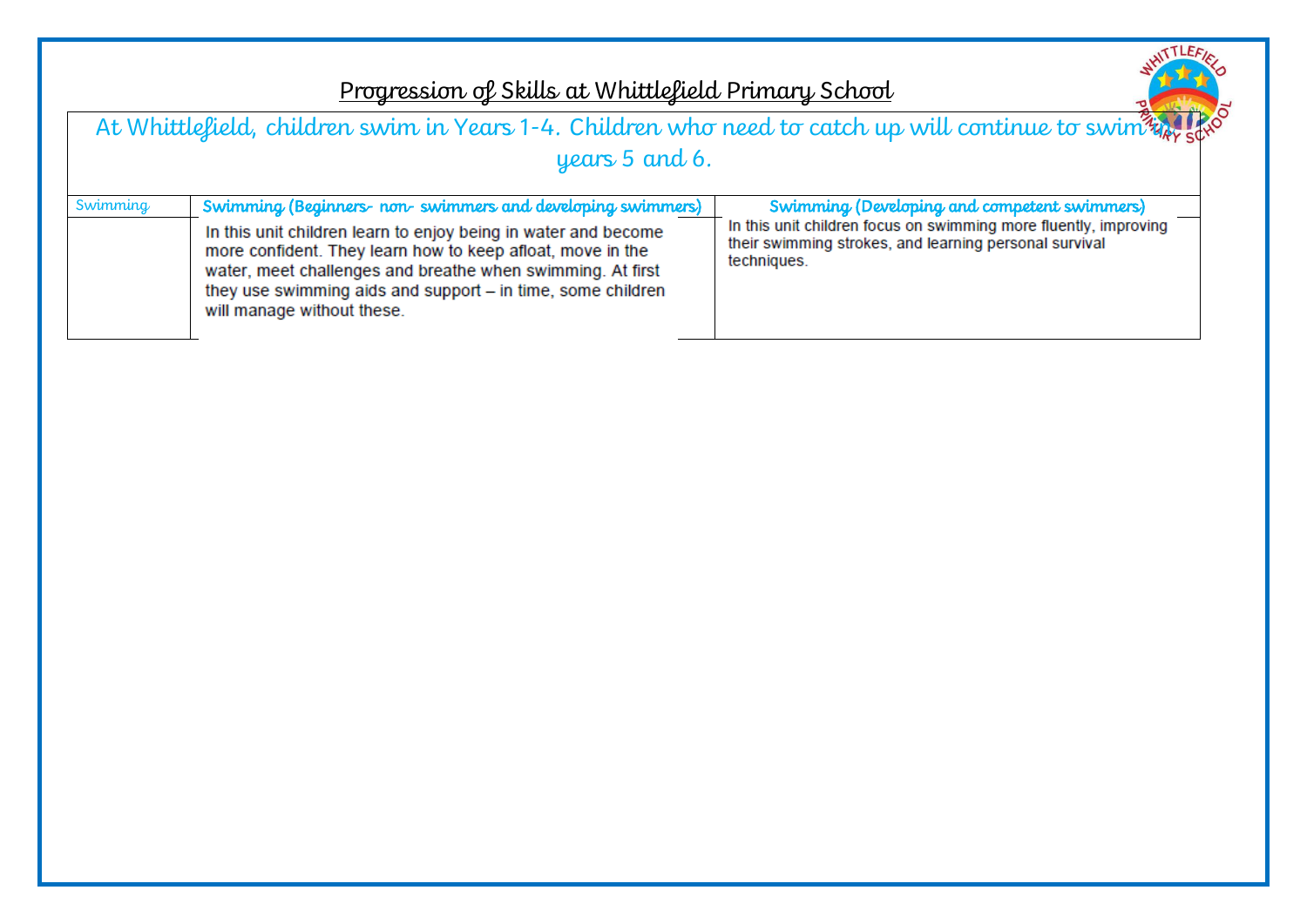# Progression of Skills at Whittlefield Primary School

At Whittlefield, children swim in Years 1-4. Children who need to catch up will continue to swim in years 5 and 6.

| Swimming | Swimming (Beginners- non- swimmers and developing swimmers) | Swimming (Developing and competent swimmers) |
|---|---|---|
| | In this unit children learn to enjoy being in water and become more confident. They learn how to keep afloat, move in the water, meet challenges and breathe when swimming. At first they use swimming aids and support – in time, some children will manage without these. | In this unit children focus on swimming more fluently, improving their swimming strokes, and learning personal survival techniques. |